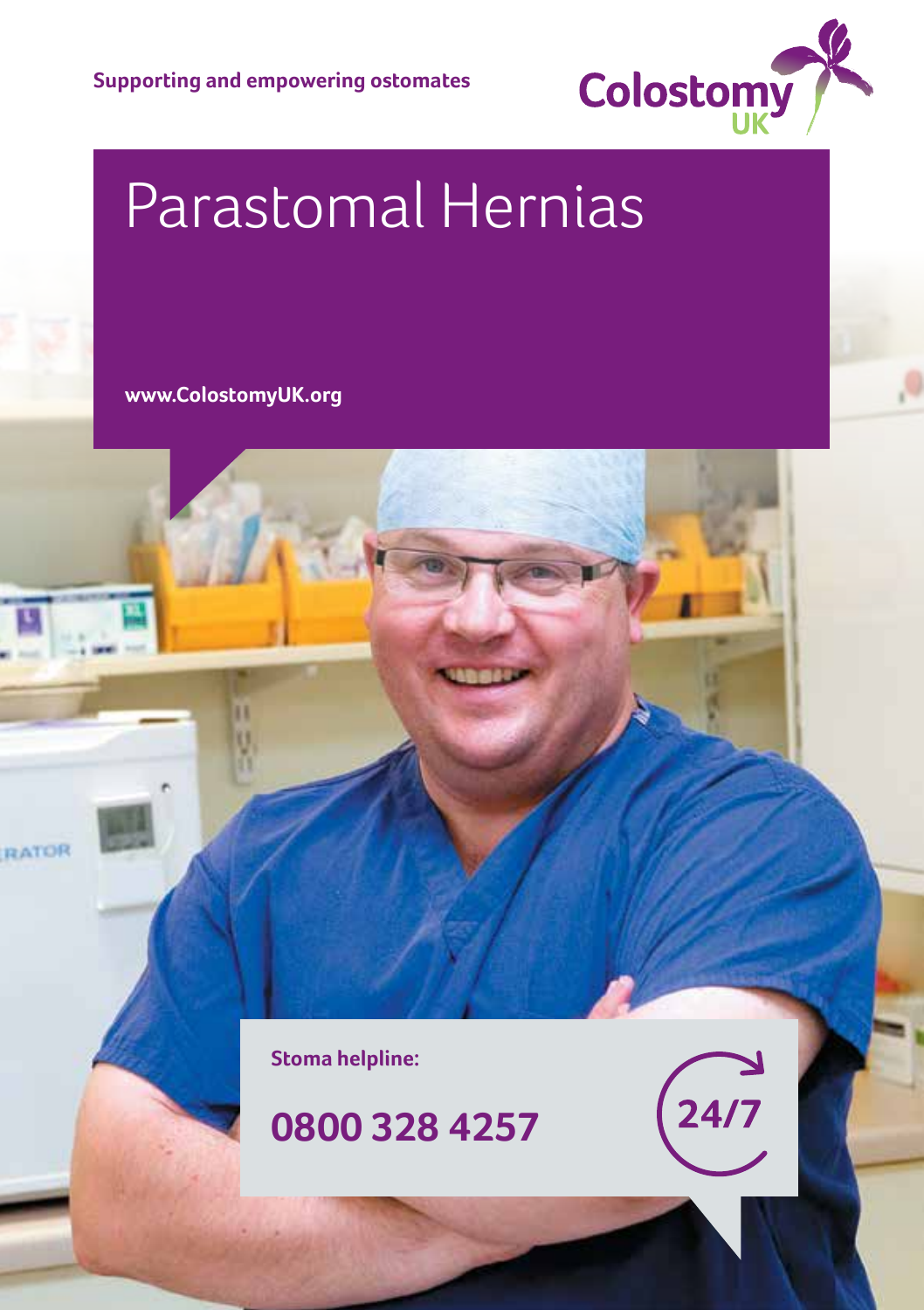Supporting and empowering ostomates

Colostomy UK

# Parastomal Hernias

**www.ColostomyUK.org**

**Stoma helpline:**

**0800 328 4257**

**24/7**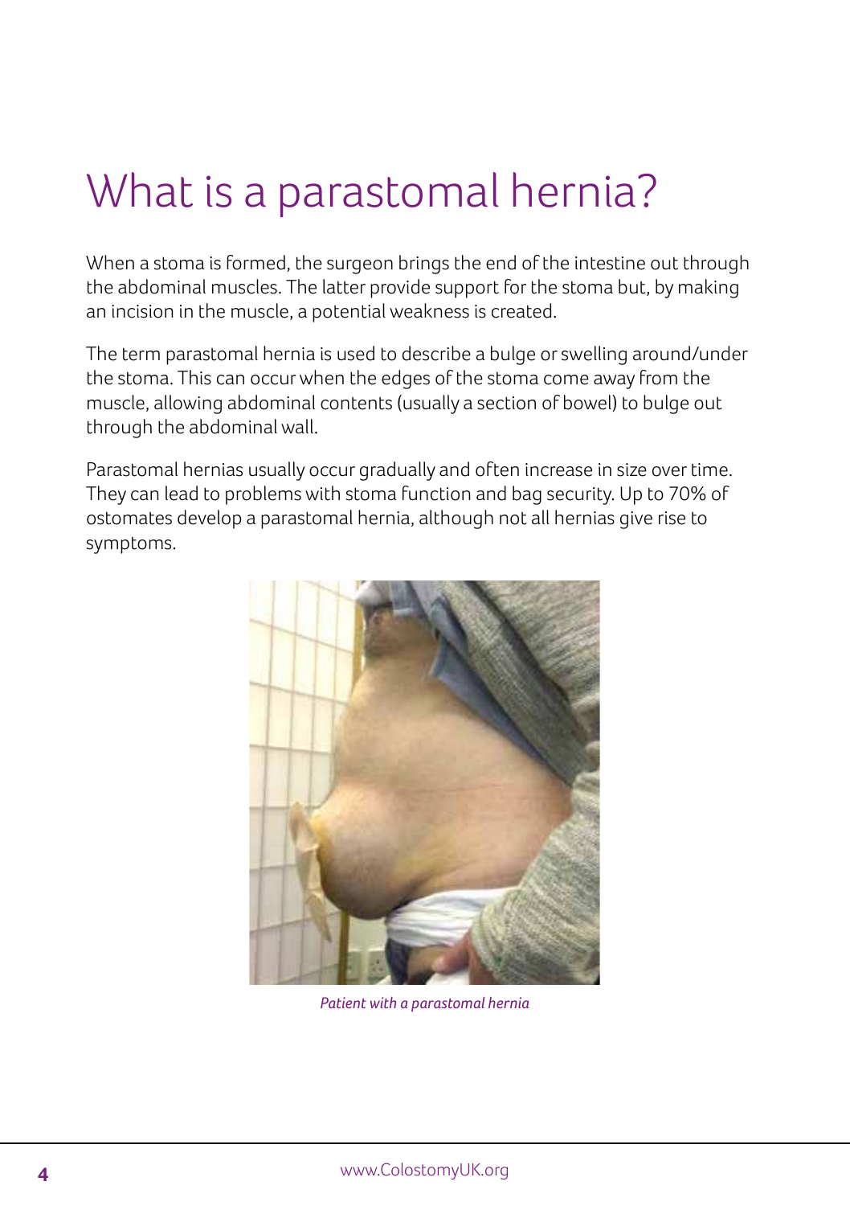# What is a parastomal hernia?

When a stoma is formed, the surgeon brings the end of the intestine out through the abdominal muscles. The latter provide support for the stoma but, by making an incision in the muscle, a potential weakness is created.

The term parastomal hernia is used to describe a bulge or swelling around/under the stoma. This can occur when the edges of the stoma come away from the muscle, allowing abdominal contents (usually a section of bowel) to bulge out through the abdominal wall.

Parastomal hernias usually occur gradually and often increase in size over time. They can lead to problems with stoma function and bag security. Up to 70% of ostomates develop a parastomal hernia, although not all hernias give rise to symptoms.

*Patient with a parastomal hernia*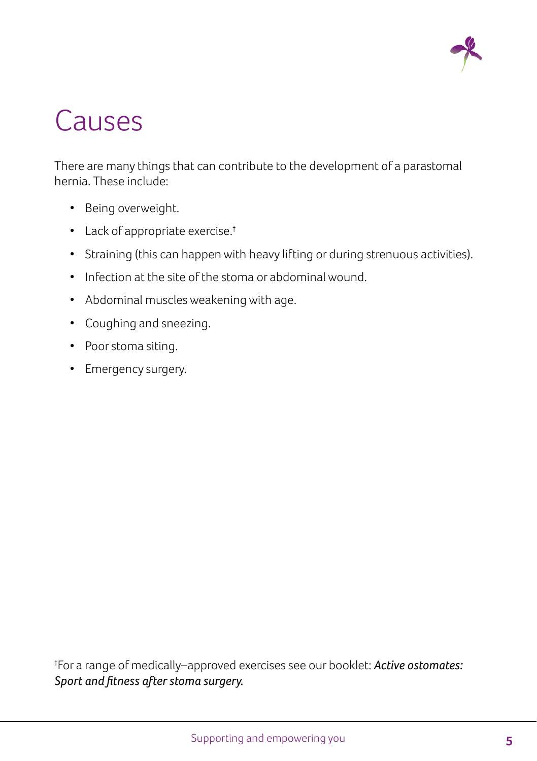# Causes

There are many things that can contribute to the development of a parastomal hernia. These include:

- Being overweight.
- Lack of appropriate exercise.†
- Straining (this can happen with heavy lifting or during strenuous activities).
- Infection at the site of the stoma or abdominal wound.
- Abdominal muscles weakening with age.
- Coughing and sneezing.
- Poor stoma siting.
- Emergency surgery.

†For a range of medically–approved exercises see our booklet: ***Active ostomates: Sport and fitness after stoma surgery.***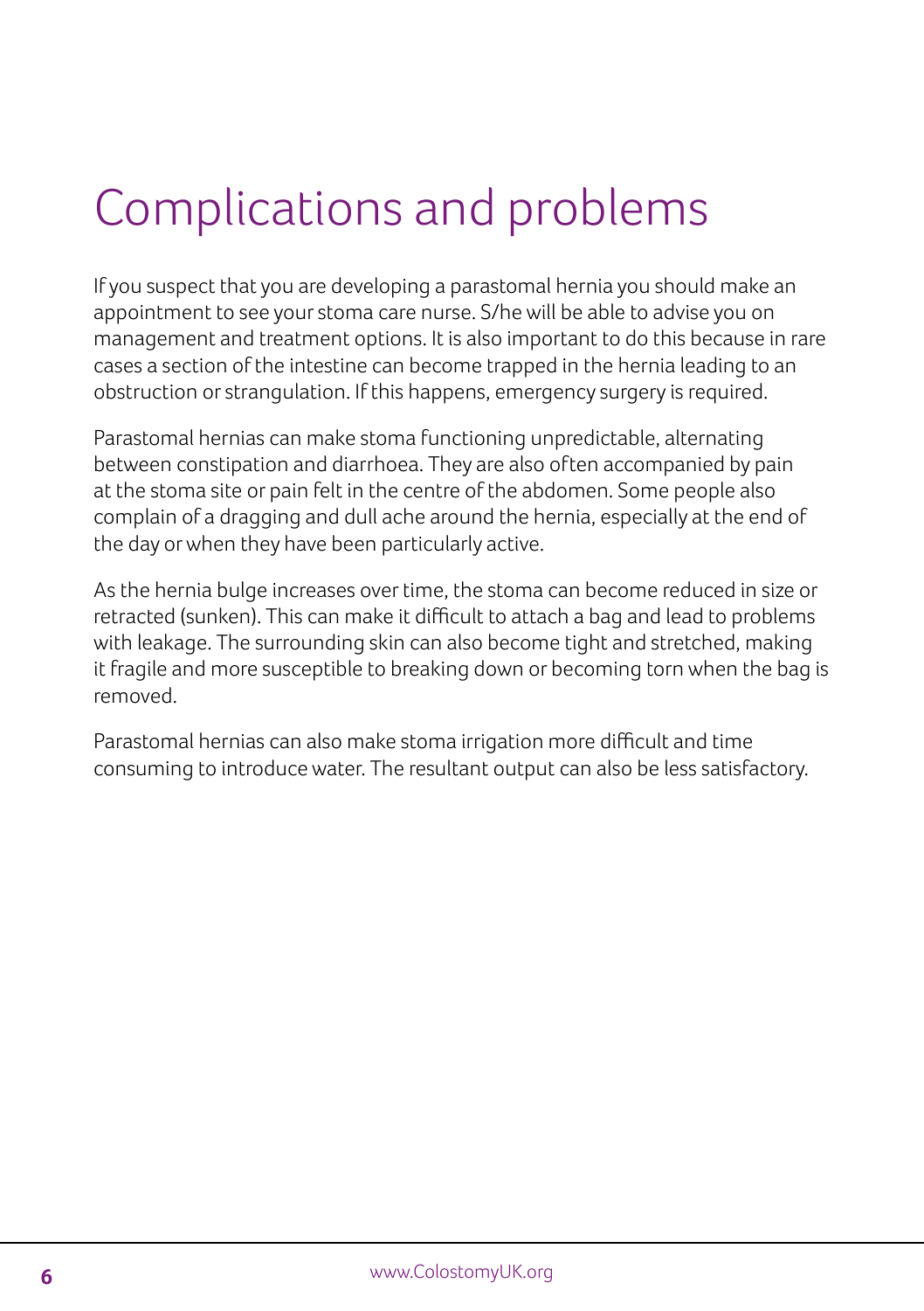# Complications and problems

If you suspect that you are developing a parastomal hernia you should make an appointment to see your stoma care nurse. S/he will be able to advise you on management and treatment options. It is also important to do this because in rare cases a section of the intestine can become trapped in the hernia leading to an obstruction or strangulation. If this happens, emergency surgery is required.

Parastomal hernias can make stoma functioning unpredictable, alternating between constipation and diarrhoea. They are also often accompanied by pain at the stoma site or pain felt in the centre of the abdomen. Some people also complain of a dragging and dull ache around the hernia, especially at the end of the day or when they have been particularly active.

As the hernia bulge increases over time, the stoma can become reduced in size or retracted (sunken). This can make it difficult to attach a bag and lead to problems with leakage. The surrounding skin can also become tight and stretched, making it fragile and more susceptible to breaking down or becoming torn when the bag is removed.

Parastomal hernias can also make stoma irrigation more difficult and time consuming to introduce water. The resultant output can also be less satisfactory.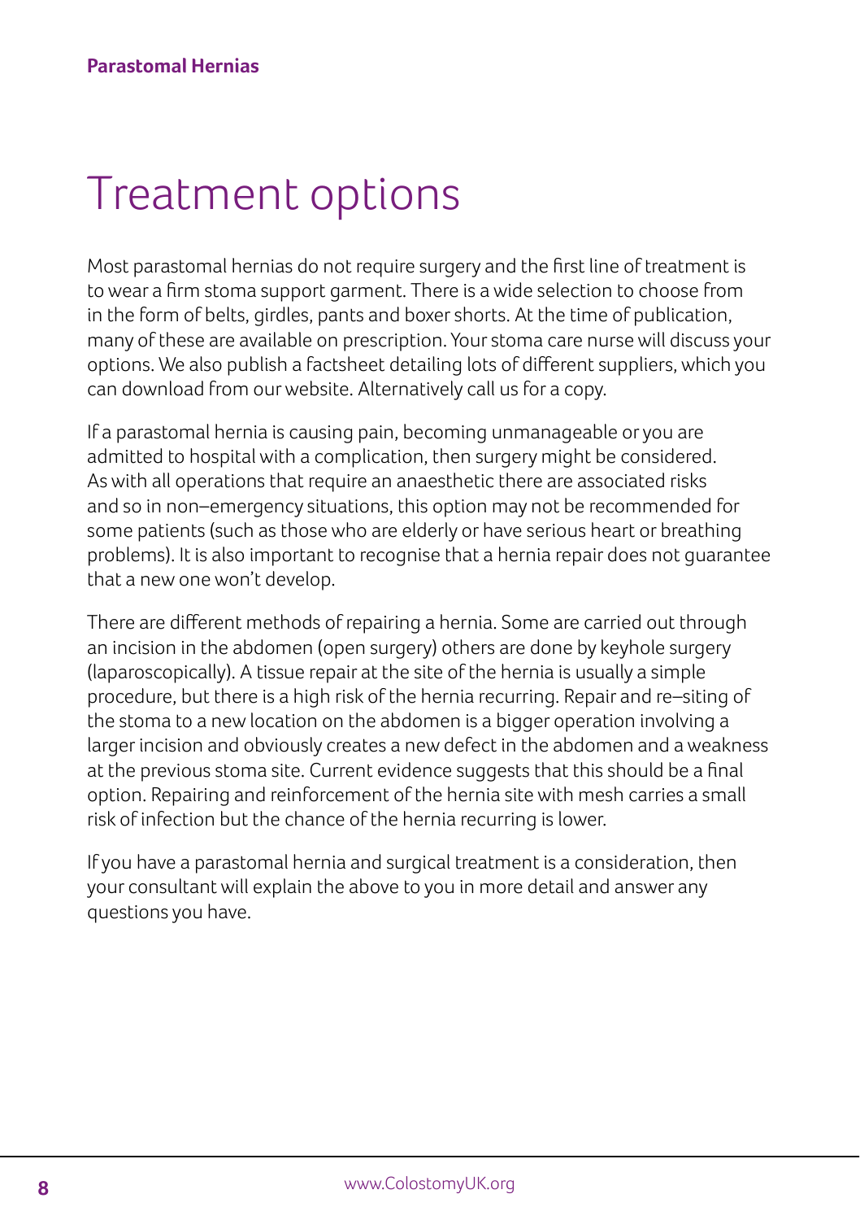# Treatment options

Most parastomal hernias do not require surgery and the first line of treatment is to wear a firm stoma support garment. There is a wide selection to choose from in the form of belts, girdles, pants and boxer shorts. At the time of publication, many of these are available on prescription. Your stoma care nurse will discuss your options. We also publish a factsheet detailing lots of different suppliers, which you can download from our website. Alternatively call us for a copy.

If a parastomal hernia is causing pain, becoming unmanageable or you are admitted to hospital with a complication, then surgery might be considered. As with all operations that require an anaesthetic there are associated risks and so in non–emergency situations, this option may not be recommended for some patients (such as those who are elderly or have serious heart or breathing problems). It is also important to recognise that a hernia repair does not guarantee that a new one won't develop.

There are different methods of repairing a hernia. Some are carried out through an incision in the abdomen (open surgery) others are done by keyhole surgery (laparoscopically). A tissue repair at the site of the hernia is usually a simple procedure, but there is a high risk of the hernia recurring. Repair and re–siting of the stoma to a new location on the abdomen is a bigger operation involving a larger incision and obviously creates a new defect in the abdomen and a weakness at the previous stoma site. Current evidence suggests that this should be a final option. Repairing and reinforcement of the hernia site with mesh carries a small risk of infection but the chance of the hernia recurring is lower.

If you have a parastomal hernia and surgical treatment is a consideration, then your consultant will explain the above to you in more detail and answer any questions you have.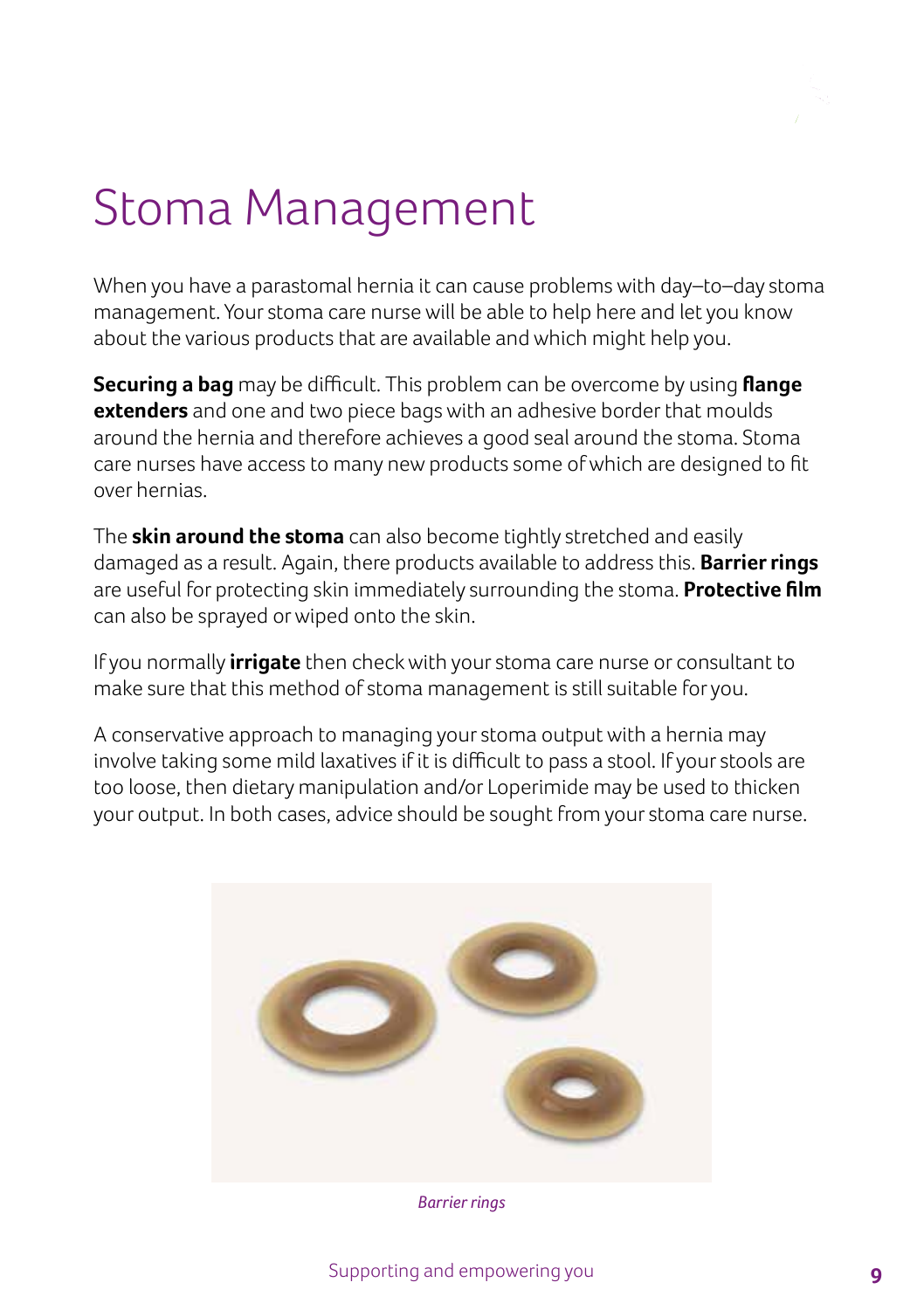# Stoma Management

When you have a parastomal hernia it can cause problems with day–to–day stoma management. Your stoma care nurse will be able to help here and let you know about the various products that are available and which might help you.

**Securing a bag** may be difficult. This problem can be overcome by using **flange extenders** and one and two piece bags with an adhesive border that moulds around the hernia and therefore achieves a good seal around the stoma. Stoma care nurses have access to many new products some of which are designed to fit over hernias.

The **skin around the stoma** can also become tightly stretched and easily damaged as a result. Again, there products available to address this. **Barrier rings** are useful for protecting skin immediately surrounding the stoma. **Protective film** can also be sprayed or wiped onto the skin.

If you normally **irrigate** then check with your stoma care nurse or consultant to make sure that this method of stoma management is still suitable for you.

A conservative approach to managing your stoma output with a hernia may involve taking some mild laxatives if it is difficult to pass a stool. If your stools are too loose, then dietary manipulation and/or Loperimide may be used to thicken your output. In both cases, advice should be sought from your stoma care nurse.

*Barrier rings*